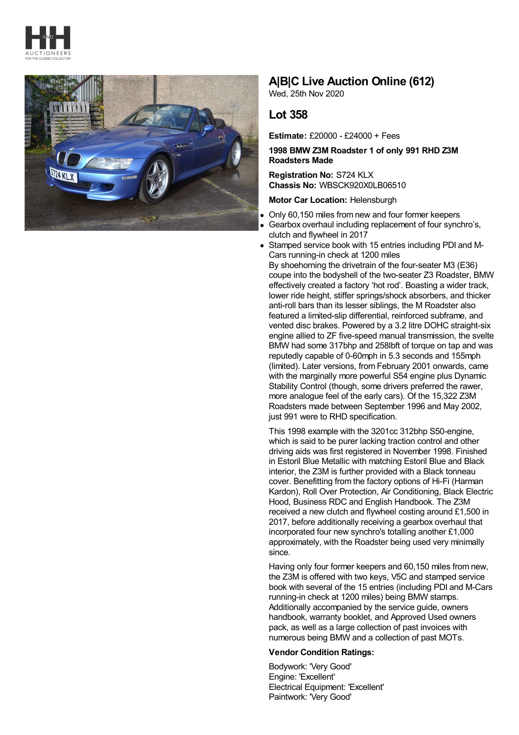# A|B|C Live Auction Online (612)

Wed, 25th Nov 2020

## Lot 358

**Estimate:** £20000 - £24000 + Fees

**1998 BMW Z3M Roadster 1 of only 991 RHD Z3M Roadsters Made**

**Registration No:** S724 KLX
**Chassis No:** WBSCK920X0LB06510

**Motor Car Location:** Helensburgh

- Only 60,150 miles from new and four former keepers
- Gearbox overhaul including replacement of four synchro's, clutch and flywheel in 2017
- Stamped service book with 15 entries including PDI and M-Cars running-in check at 1200 miles

By shoehorning the drivetrain of the four-seater M3 (E36) coupe into the bodyshell of the two-seater Z3 Roadster, BMW effectively created a factory 'hot rod'. Boasting a wider track, lower ride height, stiffer springs/shock absorbers, and thicker anti-roll bars than its lesser siblings, the M Roadster also featured a limited-slip differential, reinforced subframe, and vented disc brakes. Powered by a 3.2 litre DOHC straight-six engine allied to ZF five-speed manual transmission, the svelte BMW had some 317bhp and 258lbft of torque on tap and was reputedly capable of 0-60mph in 5.3 seconds and 155mph (limited). Later versions, from February 2001 onwards, came with the marginally more powerful S54 engine plus Dynamic Stability Control (though, some drivers preferred the rawer, more analogue feel of the early cars). Of the 15,322 Z3M Roadsters made between September 1996 and May 2002, just 991 were to RHD specification.

This 1998 example with the 3201cc 312bhp S50-engine, which is said to be purer lacking traction control and other driving aids was first registered in November 1998. Finished in Estoril Blue Metallic with matching Estoril Blue and Black interior, the Z3M is further provided with a Black tonneau cover. Benefitting from the factory options of Hi-Fi (Harman Kardon), Roll Over Protection, Air Conditioning, Black Electric Hood, Business RDC and English Handbook. The Z3M received a new clutch and flywheel costing around £1,500 in 2017, before additionally receiving a gearbox overhaul that incorporated four new synchro's totalling another £1,000 approximately, with the Roadster being used very minimally since.

Having only four former keepers and 60,150 miles from new, the Z3M is offered with two keys, V5C and stamped service book with several of the 15 entries (including PDI and M-Cars running-in check at 1200 miles) being BMW stamps. Additionally accompanied by the service guide, owners handbook, warranty booklet, and Approved Used owners pack, as well as a large collection of past invoices with numerous being BMW and a collection of past MOTs.

**Vendor Condition Ratings:**

Bodywork: 'Very Good'
Engine: 'Excellent'
Electrical Equipment: 'Excellent'
Paintwork: 'Very Good'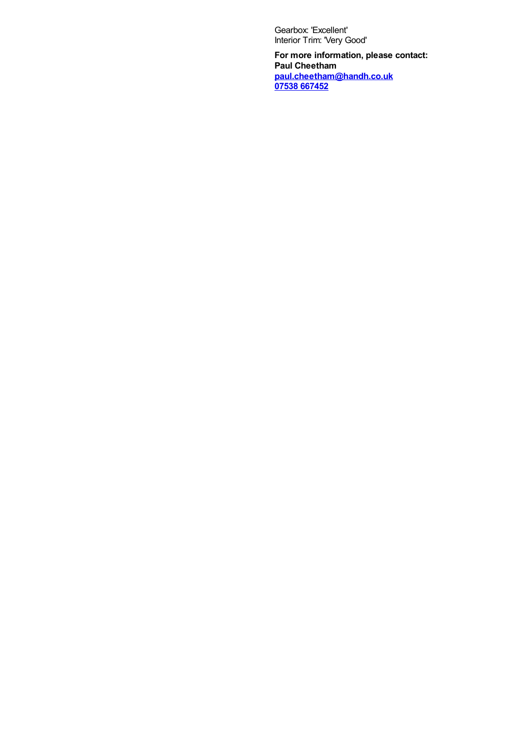Gearbox: 'Excellent'
Interior Trim: 'Very Good'

**For more information, please contact:**
**Paul Cheetham**
**paul.cheetham@handh.co.uk**
**07538 667452**